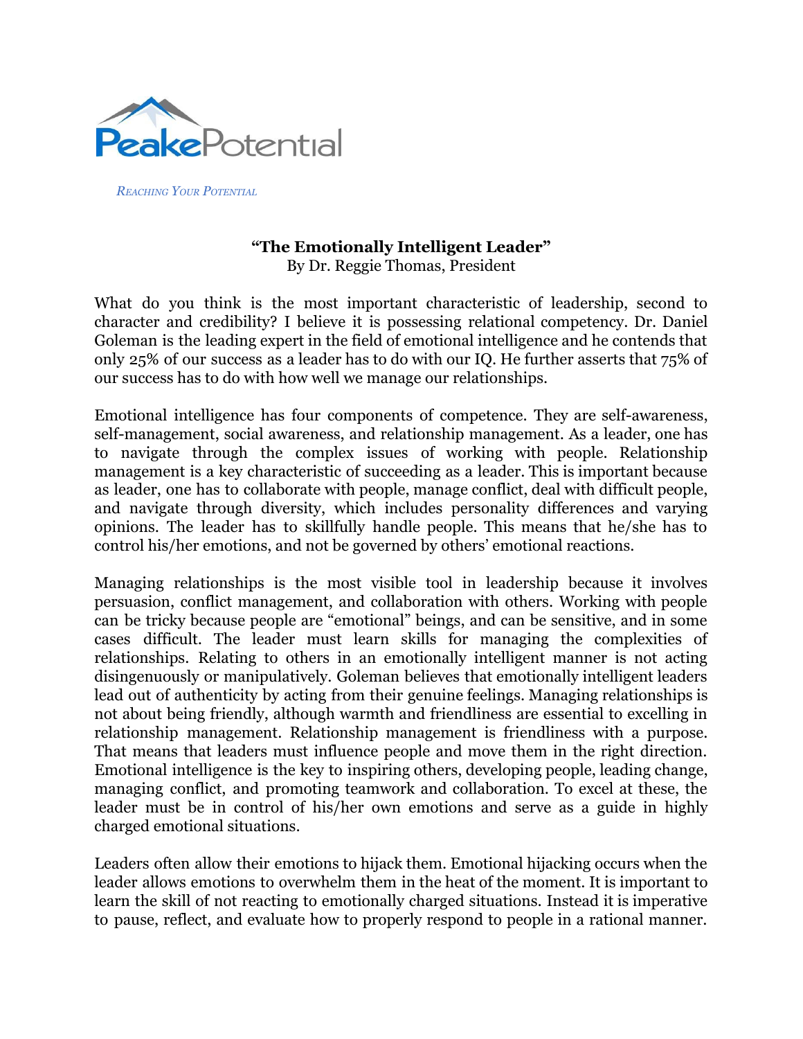PeakePotential

*Reaching Your Potential*

# "The Emotionally Intelligent Leader"

By Dr. Reggie Thomas, President

What do you think is the most important characteristic of leadership, second to character and credibility? I believe it is possessing relational competency. Dr. Daniel Goleman is the leading expert in the field of emotional intelligence and he contends that only 25% of our success as a leader has to do with our IQ. He further asserts that 75% of our success has to do with how well we manage our relationships.

Emotional intelligence has four components of competence. They are self-awareness, self-management, social awareness, and relationship management. As a leader, one has to navigate through the complex issues of working with people. Relationship management is a key characteristic of succeeding as a leader. This is important because as leader, one has to collaborate with people, manage conflict, deal with difficult people, and navigate through diversity, which includes personality differences and varying opinions. The leader has to skillfully handle people. This means that he/she has to control his/her emotions, and not be governed by others' emotional reactions.

Managing relationships is the most visible tool in leadership because it involves persuasion, conflict management, and collaboration with others. Working with people can be tricky because people are "emotional" beings, and can be sensitive, and in some cases difficult. The leader must learn skills for managing the complexities of relationships. Relating to others in an emotionally intelligent manner is not acting disingenuously or manipulatively. Goleman believes that emotionally intelligent leaders lead out of authenticity by acting from their genuine feelings. Managing relationships is not about being friendly, although warmth and friendliness are essential to excelling in relationship management. Relationship management is friendliness with a purpose. That means that leaders must influence people and move them in the right direction. Emotional intelligence is the key to inspiring others, developing people, leading change, managing conflict, and promoting teamwork and collaboration. To excel at these, the leader must be in control of his/her own emotions and serve as a guide in highly charged emotional situations.

Leaders often allow their emotions to hijack them. Emotional hijacking occurs when the leader allows emotions to overwhelm them in the heat of the moment. It is important to learn the skill of not reacting to emotionally charged situations. Instead it is imperative to pause, reflect, and evaluate how to properly respond to people in a rational manner.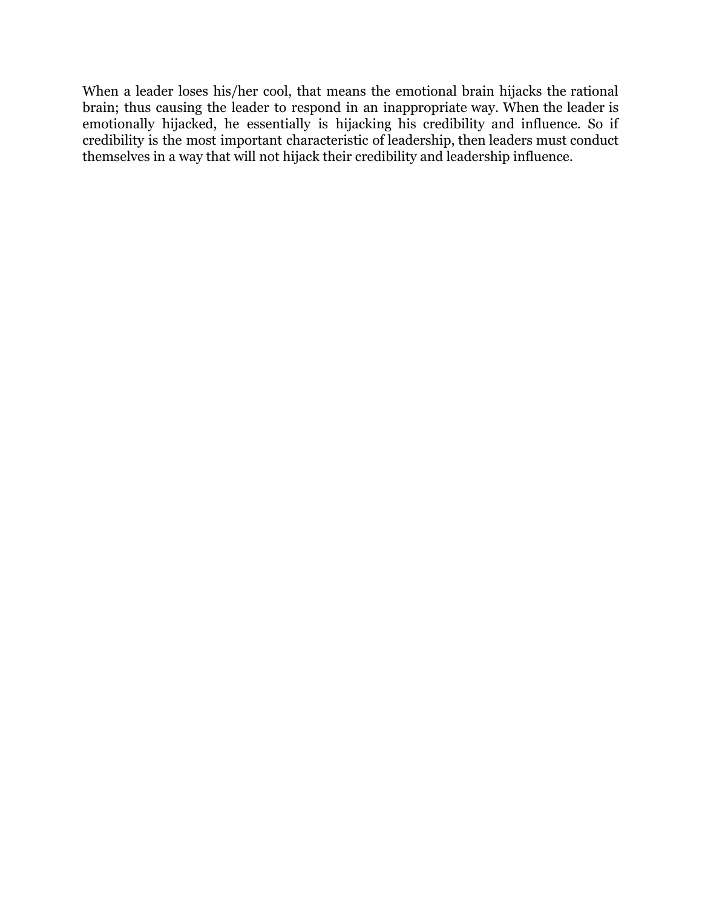When a leader loses his/her cool, that means the emotional brain hijacks the rational brain; thus causing the leader to respond in an inappropriate way. When the leader is emotionally hijacked, he essentially is hijacking his credibility and influence. So if credibility is the most important characteristic of leadership, then leaders must conduct themselves in a way that will not hijack their credibility and leadership influence.